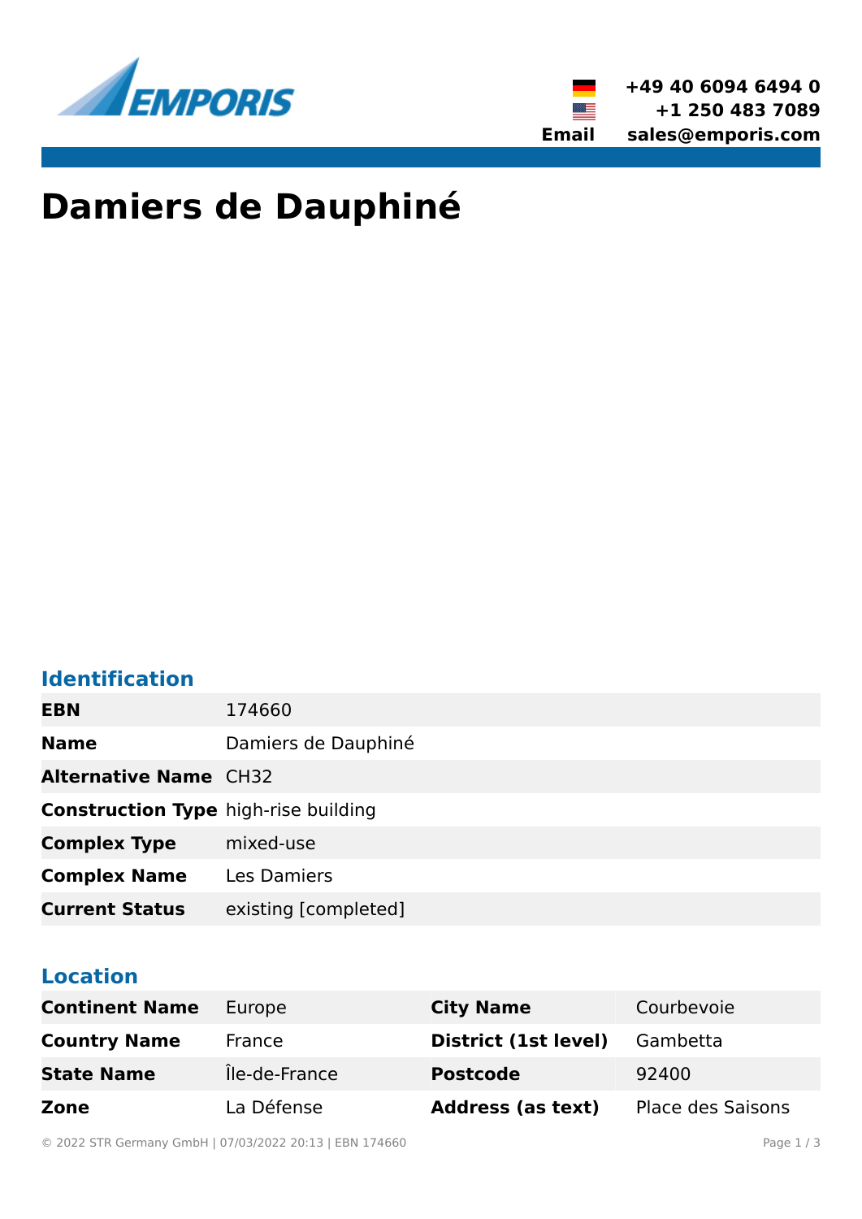+49 40 6094 6494 0
+1 250 483 7089
**Email** sales@emporis.com

# Damiers de Dauphiné

## Identification

| | |
|---|---|
| **EBN** | 174660 |
| **Name** | Damiers de Dauphiné |
| **Alternative Name** | CH32 |
| **Construction Type** | high-rise building |
| **Complex Type** | mixed-use |
| **Complex Name** | Les Damiers |
| **Current Status** | existing [completed] |

## Location

| | | | |
|---|---|---|---|
| **Continent Name** | Europe | **City Name** | Courbevoie |
| **Country Name** | France | **District (1st level)** | Gambetta |
| **State Name** | Île-de-France | **Postcode** | 92400 |
| **Zone** | La Défense | **Address (as text)** | Place des Saisons |

© 2022 STR Germany GmbH | 07/03/2022 20:13 | EBN 174660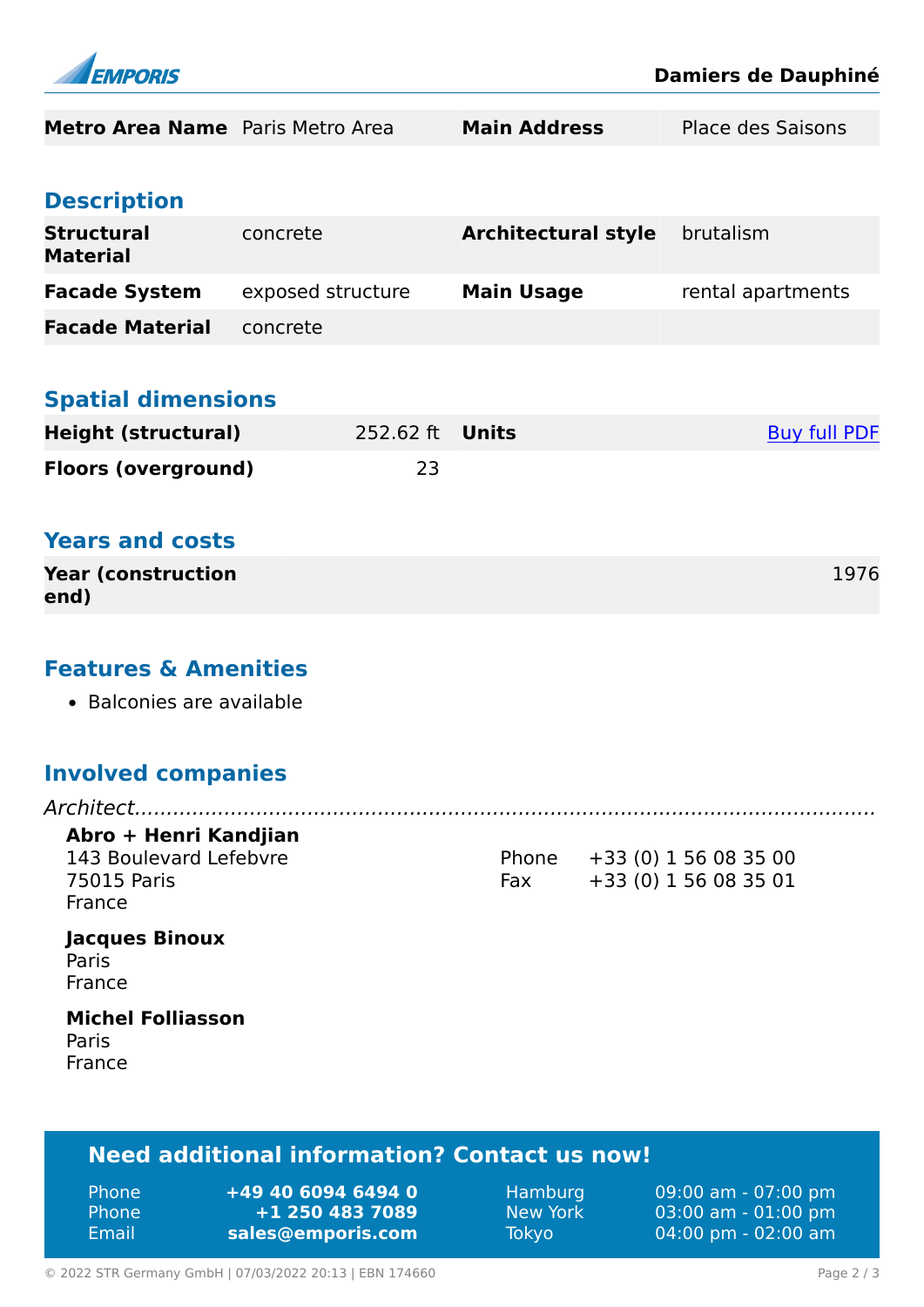| Metro Area Name | Paris Metro Area | Main Address | Place des Saisons |
|---|---|---|---|

## Description

| Structural Material | concrete | Architectural style | brutalism |
|---|---|---|---|
| Facade System | exposed structure | Main Usage | rental apartments |
| Facade Material | concrete | | |

## Spatial dimensions

| Height (structural) | 252.62 ft | Units | Buy full PDF |
|---|---|---|---|
| Floors (overground) | 23 | | |

## Years and costs

| Year (construction end) | 1976 |
|---|---|

## Features & Amenities

- Balconies are available

## Involved companies

*Architect*

**Abro + Henri Kandjian**
143 Boulevard Lefebvre
75015 Paris
France
Phone +33 (0) 1 56 08 35 00
Fax +33 (0) 1 56 08 35 01

**Jacques Binoux**
Paris
France

**Michel Folliasson**
Paris
France

## Need additional information? Contact us now!

| | | | |
|---|---|---|---|
| Phone | +49 40 6094 6494 0 | Hamburg | 09:00 am - 07:00 pm |
| Phone | +1 250 483 7089 | New York | 03:00 am - 01:00 pm |
| Email | sales@emporis.com | Tokyo | 04:00 pm - 02:00 am |

© 2022 STR Germany GmbH | 07/03/2022 20:13 | EBN 174660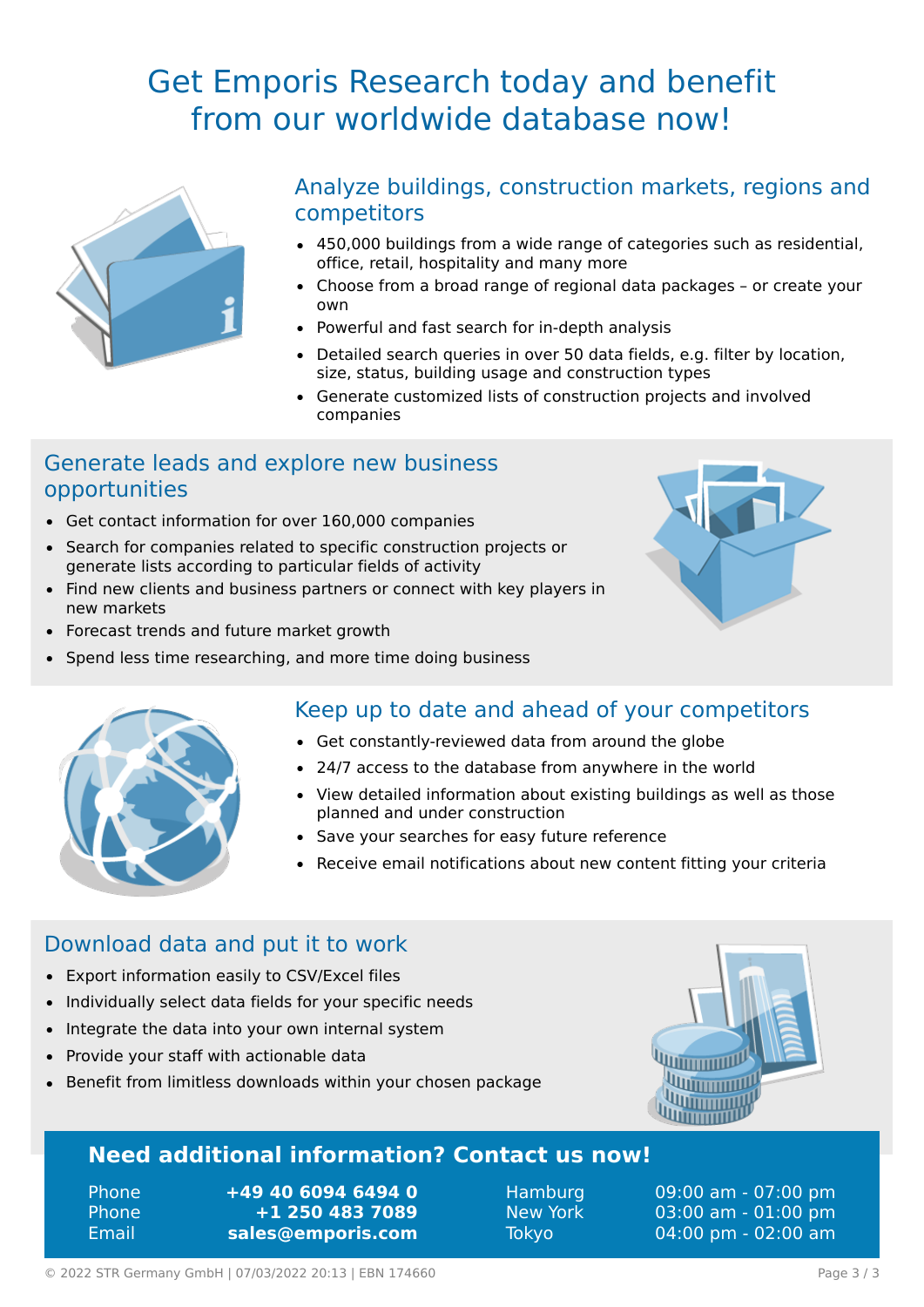# Get Emporis Research today and benefit from our worldwide database now!

## Analyze buildings, construction markets, regions and competitors

- 450,000 buildings from a wide range of categories such as residential, office, retail, hospitality and many more
- Choose from a broad range of regional data packages – or create your own
- Powerful and fast search for in-depth analysis
- Detailed search queries in over 50 data fields, e.g. filter by location, size, status, building usage and construction types
- Generate customized lists of construction projects and involved companies

## Generate leads and explore new business opportunities

- Get contact information for over 160,000 companies
- Search for companies related to specific construction projects or generate lists according to particular fields of activity
- Find new clients and business partners or connect with key players in new markets
- Forecast trends and future market growth
- Spend less time researching, and more time doing business

## Keep up to date and ahead of your competitors

- Get constantly-reviewed data from around the globe
- 24/7 access to the database from anywhere in the world
- View detailed information about existing buildings as well as those planned and under construction
- Save your searches for easy future reference
- Receive email notifications about new content fitting your criteria

## Download data and put it to work

- Export information easily to CSV/Excel files
- Individually select data fields for your specific needs
- Integrate the data into your own internal system
- Provide your staff with actionable data
- Benefit from limitless downloads within your chosen package

**Need additional information? Contact us now!**

| | | | |
|---|---|---|---|
| Phone | **+49 40 6094 6494 0** | Hamburg | 09:00 am - 07:00 pm |
| Phone | **+1 250 483 7089** | New York | 03:00 am - 01:00 pm |
| Email | **sales@emporis.com** | Tokyo | 04:00 pm - 02:00 am |

© 2022 STR Germany GmbH | 07/03/2022 20:13 | EBN 174660